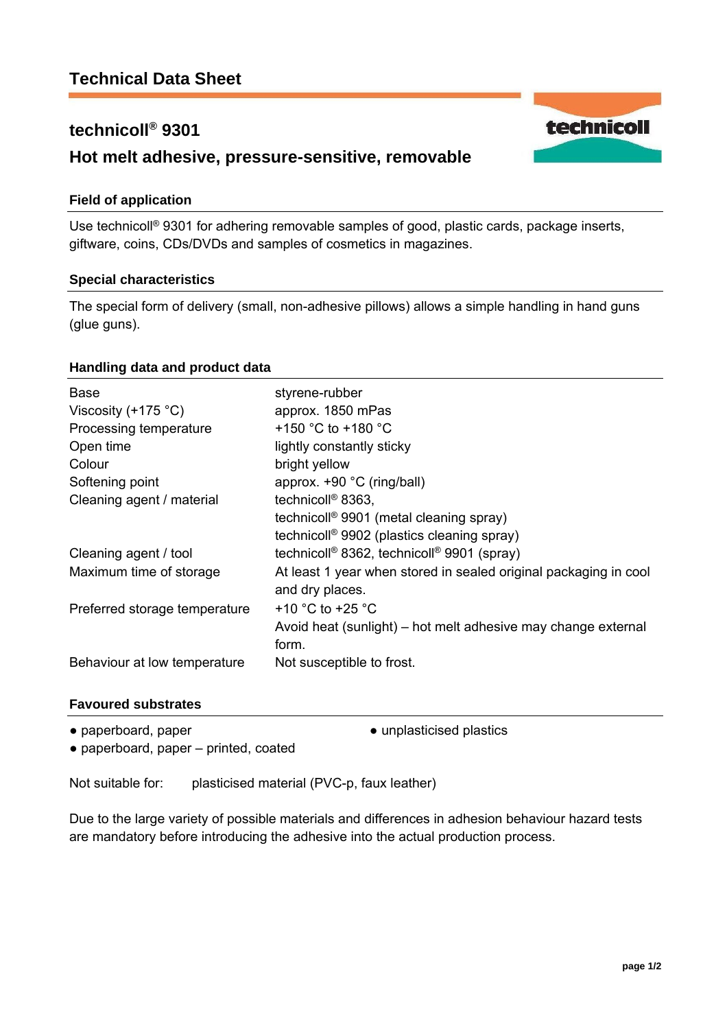# Technical Data Sheet

## technicoll® 9301

## Hot melt adhesive, pressure-sensitive, removable

### Field of application

Use technicoll® 9301 for adhering removable samples of good, plastic cards, package inserts, giftware, coins, CDs/DVDs and samples of cosmetics in magazines.

### Special characteristics

The special form of delivery (small, non-adhesive pillows) allows a simple handling in hand guns (glue guns).

### Handling data and product data

| | |
|---|---|
| Base | styrene-rubber |
| Viscosity (+175 °C) | approx. 1850 mPas |
| Processing temperature | +150 °C to +180 °C |
| Open time | lightly constantly sticky |
| Colour | bright yellow |
| Softening point | approx. +90 °C (ring/ball) |
| Cleaning agent / material | technicoll® 8363,<br>technicoll® 9901 (metal cleaning spray)<br>technicoll® 9902 (plastics cleaning spray) |
| Cleaning agent / tool | technicoll® 8362, technicoll® 9901 (spray) |
| Maximum time of storage | At least 1 year when stored in sealed original packaging in cool and dry places. |
| Preferred storage temperature | +10 °C to +25 °C<br>Avoid heat (sunlight) – hot melt adhesive may change external form. |
| Behaviour at low temperature | Not susceptible to frost. |

### Favoured substrates

- paperboard, paper
- paperboard, paper – printed, coated
- unplasticised plastics

Not suitable for: plasticised material (PVC-p, faux leather)

Due to the large variety of possible materials and differences in adhesion behaviour hazard tests are mandatory before introducing the adhesive into the actual production process.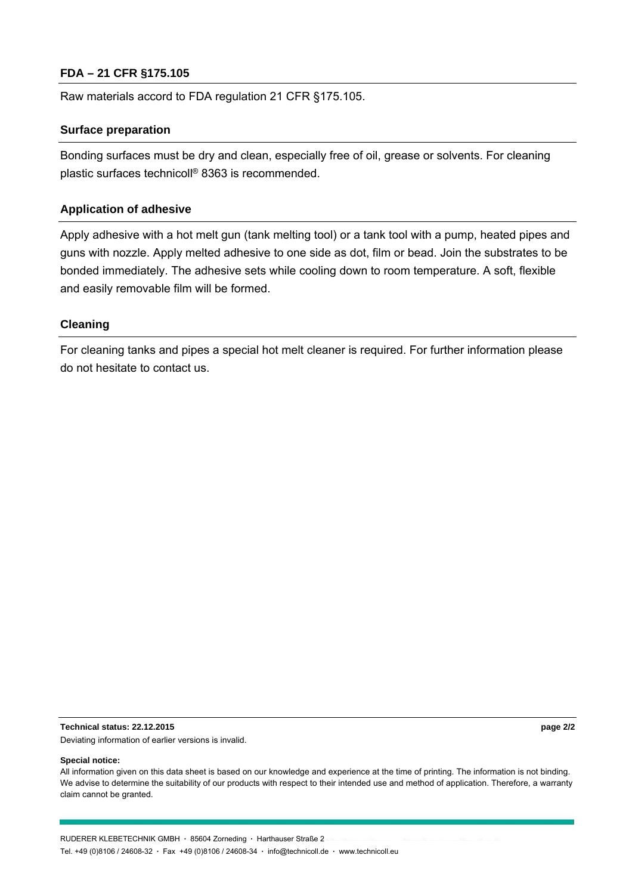## FDA – 21 CFR §175.105

Raw materials accord to FDA regulation 21 CFR §175.105.

## Surface preparation

Bonding surfaces must be dry and clean, especially free of oil, grease or solvents. For cleaning plastic surfaces technicoll® 8363 is recommended.

## Application of adhesive

Apply adhesive with a hot melt gun (tank melting tool) or a tank tool with a pump, heated pipes and guns with nozzle. Apply melted adhesive to one side as dot, film or bead. Join the substrates to be bonded immediately. The adhesive sets while cooling down to room temperature. A soft, flexible and easily removable film will be formed.

## Cleaning

For cleaning tanks and pipes a special hot melt cleaner is required. For further information please do not hesitate to contact us.

**Technical status: 22.12.2015**

Deviating information of earlier versions is invalid.

**Special notice:**

All information given on this data sheet is based on our knowledge and experience at the time of printing. The information is not binding. We advise to determine the suitability of our products with respect to their intended use and method of application. Therefore, a warranty claim cannot be granted.

RUDERER KLEBETECHNIK GMBH · 85604 Zorneding · Harthauser Straße 2

Tel. +49 (0)8106 / 24608-32 · Fax +49 (0)8106 / 24608-34 · info@technicoll.de · www.technicoll.eu